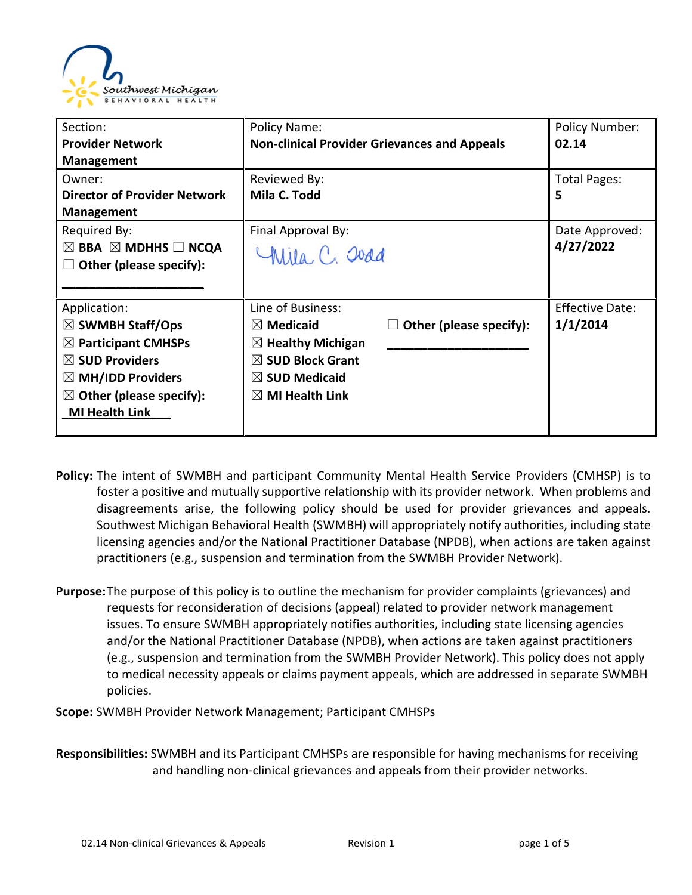Southwest Michigan BEHAVIORAL HEALTH

| Section: **Provider Network Management** | Policy Name: **Non-clinical Provider Grievances and Appeals** | Policy Number: **02.14** |
|---|---|---|
| Owner: **Director of Provider Network Management** | Reviewed By: **Mila C. Todd** | Total Pages: **5** |
| Required By: ☒ **BBA** ☒ **MDHHS** ☐ **NCQA** ☐ **Other (please specify):** ____________________ | Final Approval By: *Mila C. Todd* | Date Approved: **4/27/2022** |
| Application: ☒ **SWMBH Staff/Ops** ☒ **Participant CMHSPs** ☒ **SUD Providers** ☒ **MH/IDD Providers** ☒ **Other (please specify):** _MI Health Link___ | Line of Business: ☒ **Medicaid** ☒ **Healthy Michigan** ☒ **SUD Block Grant** ☒ **SUD Medicaid** ☒ **MI Health Link** ☐ **Other (please specify):** ____________________ | Effective Date: **1/1/2014** |

**Policy:** The intent of SWMBH and participant Community Mental Health Service Providers (CMHSP) is to foster a positive and mutually supportive relationship with its provider network. When problems and disagreements arise, the following policy should be used for provider grievances and appeals. Southwest Michigan Behavioral Health (SWMBH) will appropriately notify authorities, including state licensing agencies and/or the National Practitioner Database (NPDB), when actions are taken against practitioners (e.g., suspension and termination from the SWMBH Provider Network).

**Purpose:** The purpose of this policy is to outline the mechanism for provider complaints (grievances) and requests for reconsideration of decisions (appeal) related to provider network management issues. To ensure SWMBH appropriately notifies authorities, including state licensing agencies and/or the National Practitioner Database (NPDB), when actions are taken against practitioners (e.g., suspension and termination from the SWMBH Provider Network). This policy does not apply to medical necessity appeals or claims payment appeals, which are addressed in separate SWMBH policies.

**Scope:** SWMBH Provider Network Management; Participant CMHSPs

**Responsibilities:** SWMBH and its Participant CMHSPs are responsible for having mechanisms for receiving and handling non-clinical grievances and appeals from their provider networks.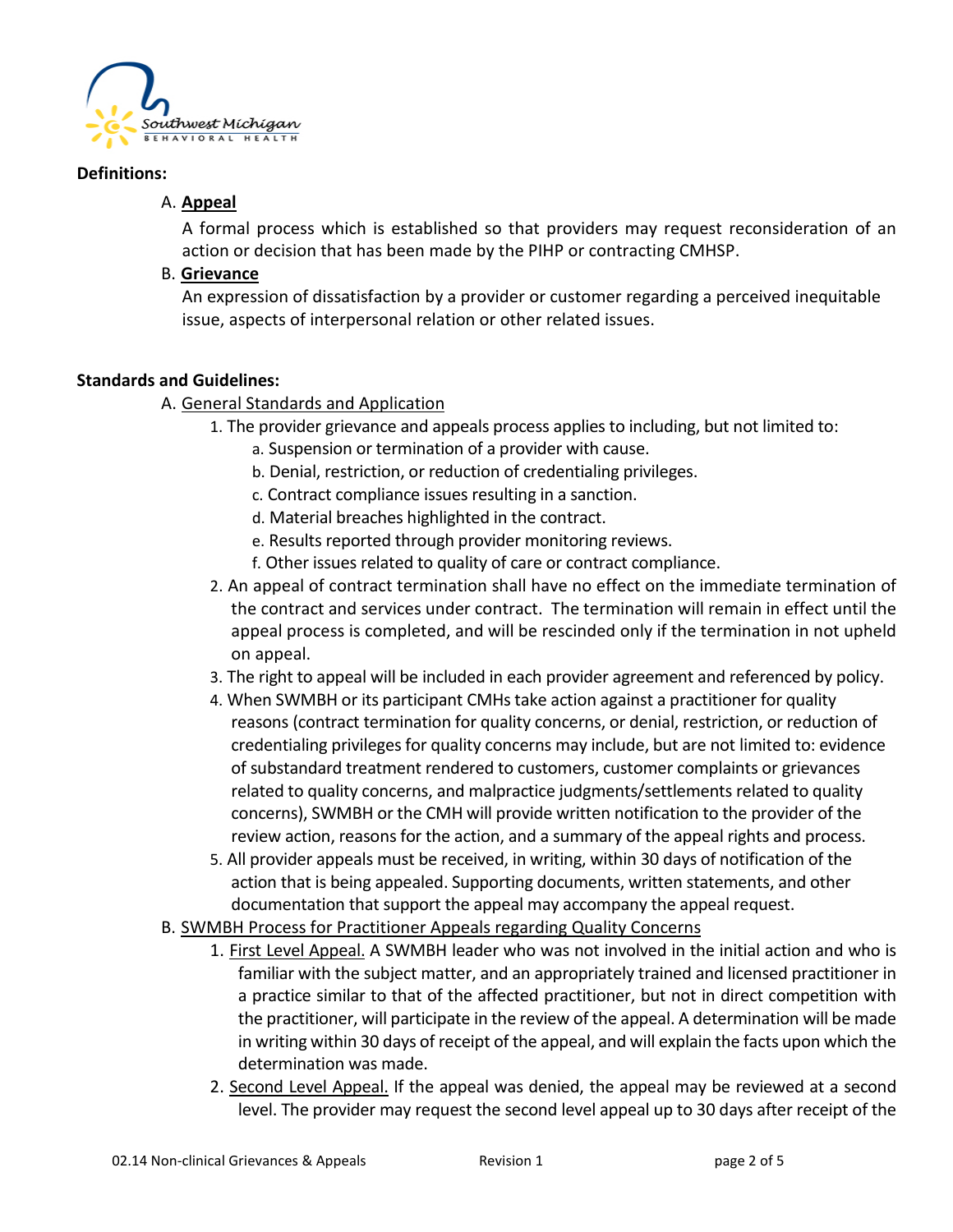**Definitions:**

A. **Appeal**

A formal process which is established so that providers may request reconsideration of an action or decision that has been made by the PIHP or contracting CMHSP.

B. **Grievance**

An expression of dissatisfaction by a provider or customer regarding a perceived inequitable issue, aspects of interpersonal relation or other related issues.

**Standards and Guidelines:**

A. General Standards and Application

1. The provider grievance and appeals process applies to including, but not limited to:
   a. Suspension or termination of a provider with cause.
   b. Denial, restriction, or reduction of credentialing privileges.
   c. Contract compliance issues resulting in a sanction.
   d. Material breaches highlighted in the contract.
   e. Results reported through provider monitoring reviews.
   f. Other issues related to quality of care or contract compliance.
2. An appeal of contract termination shall have no effect on the immediate termination of the contract and services under contract. The termination will remain in effect until the appeal process is completed, and will be rescinded only if the termination in not upheld on appeal.
3. The right to appeal will be included in each provider agreement and referenced by policy.
4. When SWMBH or its participant CMHs take action against a practitioner for quality reasons (contract termination for quality concerns, or denial, restriction, or reduction of credentialing privileges for quality concerns may include, but are not limited to: evidence of substandard treatment rendered to customers, customer complaints or grievances related to quality concerns, and malpractice judgments/settlements related to quality concerns), SWMBH or the CMH will provide written notification to the provider of the review action, reasons for the action, and a summary of the appeal rights and process.
5. All provider appeals must be received, in writing, within 30 days of notification of the action that is being appealed. Supporting documents, written statements, and other documentation that support the appeal may accompany the appeal request.

B. SWMBH Process for Practitioner Appeals regarding Quality Concerns

1. First Level Appeal. A SWMBH leader who was not involved in the initial action and who is familiar with the subject matter, and an appropriately trained and licensed practitioner in a practice similar to that of the affected practitioner, but not in direct competition with the practitioner, will participate in the review of the appeal. A determination will be made in writing within 30 days of receipt of the appeal, and will explain the facts upon which the determination was made.
2. Second Level Appeal. If the appeal was denied, the appeal may be reviewed at a second level. The provider may request the second level appeal up to 30 days after receipt of the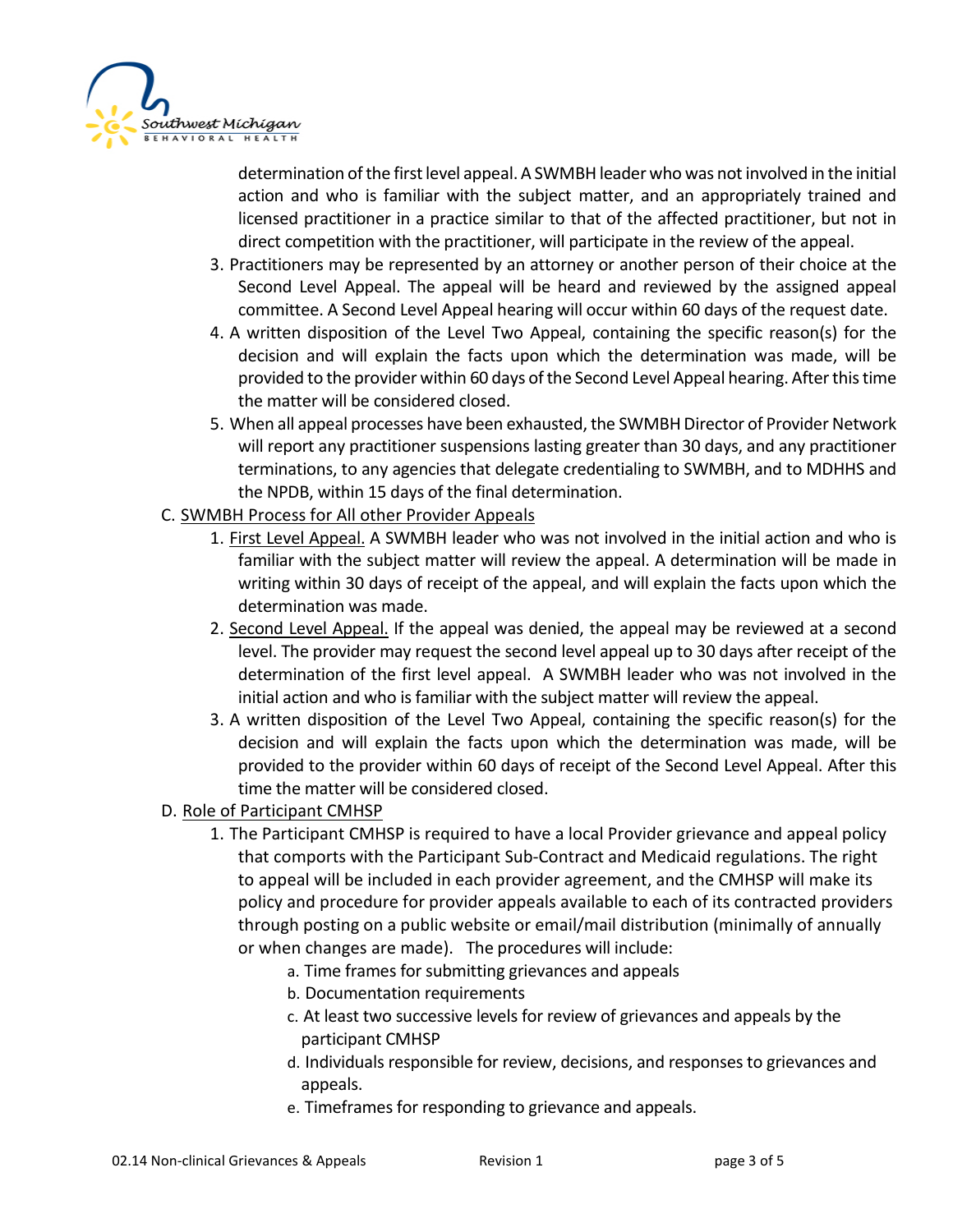determination of the first level appeal. A SWMBH leader who was not involved in the initial action and who is familiar with the subject matter, and an appropriately trained and licensed practitioner in a practice similar to that of the affected practitioner, but not in direct competition with the practitioner, will participate in the review of the appeal.

3. Practitioners may be represented by an attorney or another person of their choice at the Second Level Appeal. The appeal will be heard and reviewed by the assigned appeal committee. A Second Level Appeal hearing will occur within 60 days of the request date.
4. A written disposition of the Level Two Appeal, containing the specific reason(s) for the decision and will explain the facts upon which the determination was made, will be provided to the provider within 60 days of the Second Level Appeal hearing. After this time the matter will be considered closed.
5. When all appeal processes have been exhausted, the SWMBH Director of Provider Network will report any practitioner suspensions lasting greater than 30 days, and any practitioner terminations, to any agencies that delegate credentialing to SWMBH, and to MDHHS and the NPDB, within 15 days of the final determination.

C. <u>SWMBH Process for All other Provider Appeals</u>

1. <u>First Level Appeal.</u> A SWMBH leader who was not involved in the initial action and who is familiar with the subject matter will review the appeal. A determination will be made in writing within 30 days of receipt of the appeal, and will explain the facts upon which the determination was made.
2. <u>Second Level Appeal.</u> If the appeal was denied, the appeal may be reviewed at a second level. The provider may request the second level appeal up to 30 days after receipt of the determination of the first level appeal. A SWMBH leader who was not involved in the initial action and who is familiar with the subject matter will review the appeal.
3. A written disposition of the Level Two Appeal, containing the specific reason(s) for the decision and will explain the facts upon which the determination was made, will be provided to the provider within 60 days of receipt of the Second Level Appeal. After this time the matter will be considered closed.

D. <u>Role of Participant CMHSP</u>

1. The Participant CMHSP is required to have a local Provider grievance and appeal policy that comports with the Participant Sub-Contract and Medicaid regulations. The right to appeal will be included in each provider agreement, and the CMHSP will make its policy and procedure for provider appeals available to each of its contracted providers through posting on a public website or email/mail distribution (minimally of annually or when changes are made). The procedures will include:
   a. Time frames for submitting grievances and appeals
   b. Documentation requirements
   c. At least two successive levels for review of grievances and appeals by the participant CMHSP
   d. Individuals responsible for review, decisions, and responses to grievances and appeals.
   e. Timeframes for responding to grievance and appeals.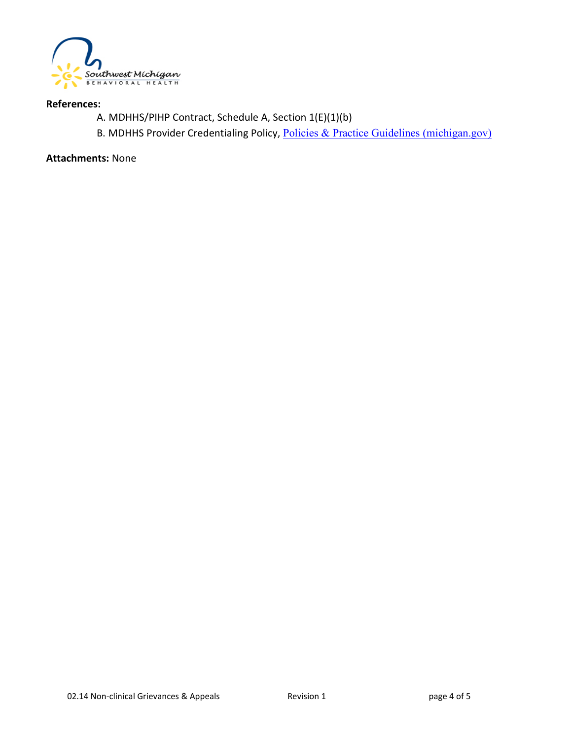**References:**

A. MDHHS/PIHP Contract, Schedule A, Section 1(E)(1)(b)

B. MDHHS Provider Credentialing Policy, [Policies & Practice Guidelines (michigan.gov)]

**Attachments:** None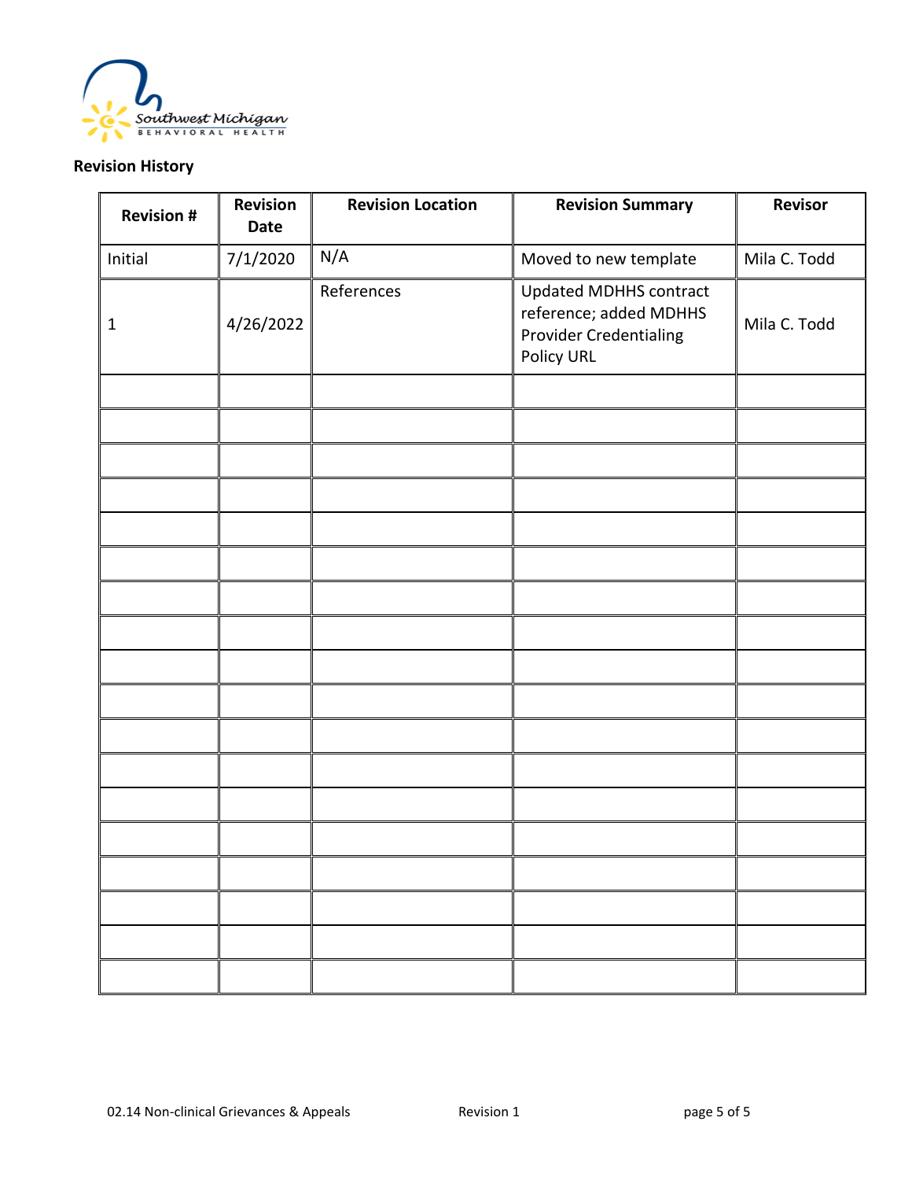**Revision History**

| Revision # | Revision Date | Revision Location | Revision Summary | Revisor |
|---|---|---|---|---|
| Initial | 7/1/2020 | N/A | Moved to new template | Mila C. Todd |
| 1 | 4/26/2022 | References | Updated MDHHS contract reference; added MDHHS Provider Credentialing Policy URL | Mila C. Todd |
| | | | | |
| | | | | |
| | | | | |
| | | | | |
| | | | | |
| | | | | |
| | | | | |
| | | | | |
| | | | | |
| | | | | |
| | | | | |
| | | | | |
| | | | | |
| | | | | |
| | | | | |
| | | | | |
| | | | | |
| | | | | |
| | | | | |